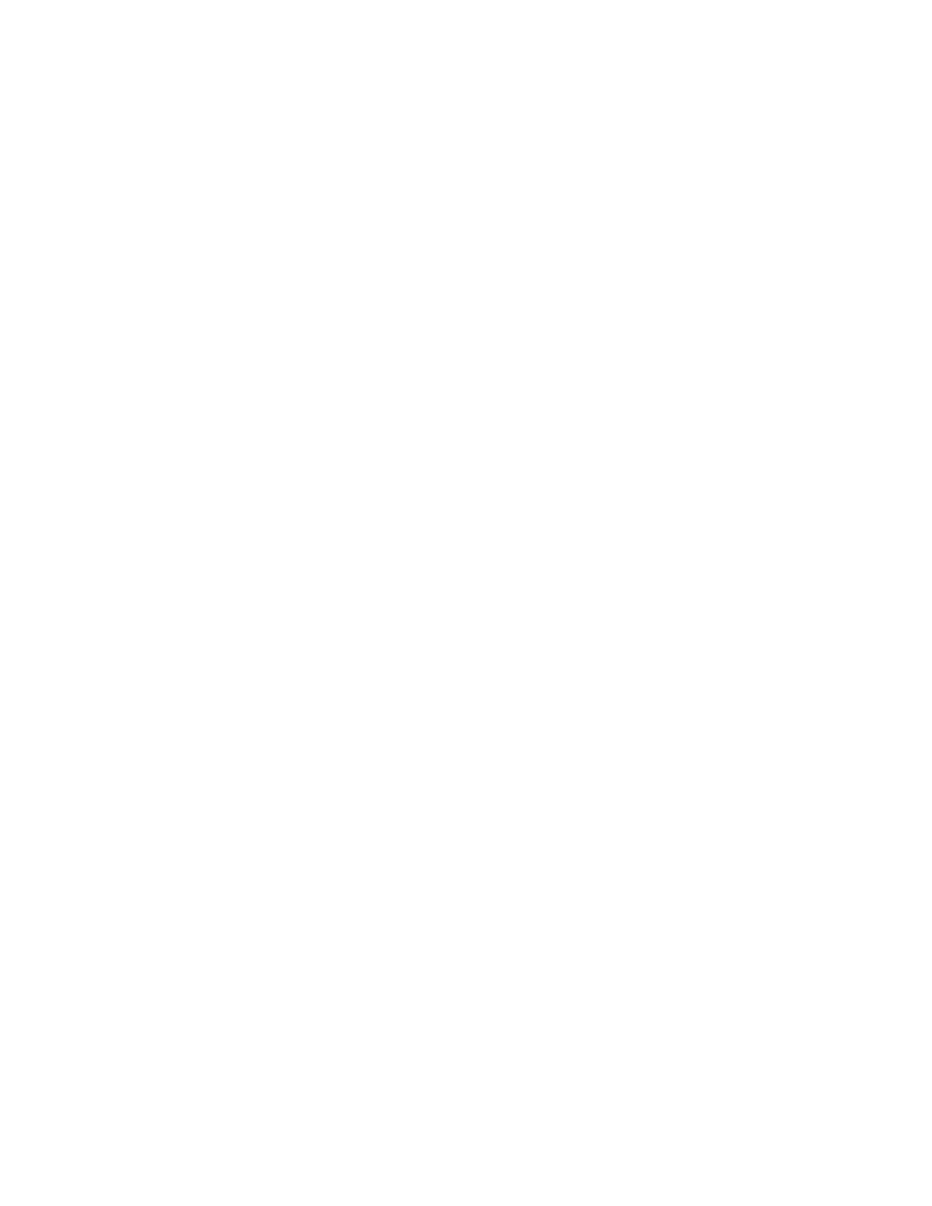### **AGENDA NOTE – HRPDC QUARTERLY COMMISSION MEETING**

## **ITEM #7: SUBMITTED PUBLIC COMMENTS**

There are no recently submitted written public comments. Any new written public comments will be distributed as a handout at the meeting.

#### **ITEM #8: PUBLIC COMMENT PERIOD**

Members of the public are invited to address the Hampton Roads Planning District Commission. Each speaker is limited to three minutes.

#### **ITEM #9: APPROVAL OF CONSENT AGENDA ITEMS**

# **A. MINUTES**

The Minutes of the March 20, 2014 Executive Committee Meeting are attached.

Attachment 9-A

### **RECOMMENDED ACTION:**

The HRPDC staff recommends approval of the minutes.

### **B. TREASURER'S REPORT**

The Balance Sheet and Statement of Revenue and Expenditure for February 2014 activities are attached. This statement reflects the financial status of the HRPDC as a whole.

Attachment 9-B

# **RECOMMENDED ACTION:**

The HRPDC staff recommends the Treasurer's Reports be accepted.

# **C. REGIONAL REVIEWS**

# **1. PNRS**

The HRPDC staff is routinely involved in the review of applications for grants to support projects involving federal or state funding. To ensure that all Commissioners are aware of projects being reviewed, brief summaries of these projects and anticipated review schedules are included in the Agenda. The HRPDC staff will continue to request comments directly from staff in localities that appear to be directly affected by a project. Review and comment by more than one locality is requested when a project may affect the entire region or a sub-regional area. There were no outstanding comments received as of April 4, 2014.

Attachment 9-C1

**RECOMMENDED ACTION:** None required.